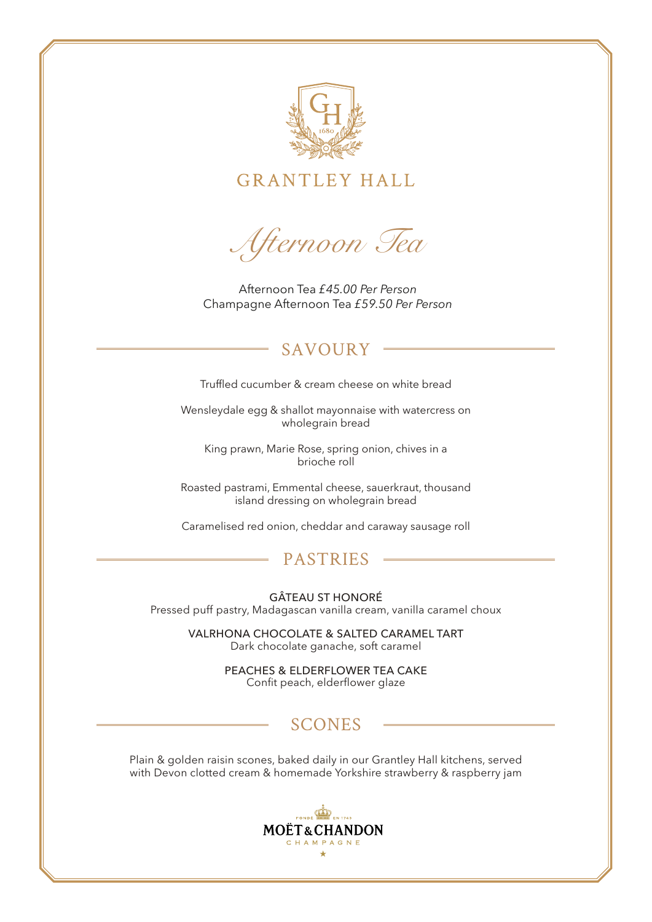# GRANTLEY HALL

## *Afternoon Tea*

Afternoon Tea *£45.00 Per Person*
Champagne Afternoon Tea *£59.50 Per Person*

## SAVOURY

Truffled cucumber & cream cheese on white bread

Wensleydale egg & shallot mayonnaise with watercress on wholegrain bread

King prawn, Marie Rose, spring onion, chives in a brioche roll

Roasted pastrami, Emmental cheese, sauerkraut, thousand island dressing on wholegrain bread

Caramelised red onion, cheddar and caraway sausage roll

## PASTRIES

GÂTEAU ST HONORÉ
Pressed puff pastry, Madagascan vanilla cream, vanilla caramel choux

VALRHONA CHOCOLATE & SALTED CARAMEL TART
Dark chocolate ganache, soft caramel

PEACHES & ELDERFLOWER TEA CAKE
Confit peach, elderflower glaze

## SCONES

Plain & golden raisin scones, baked daily in our Grantley Hall kitchens, served with Devon clotted cream & homemade Yorkshire strawberry & raspberry jam

MOËT & CHANDON
CHAMPAGNE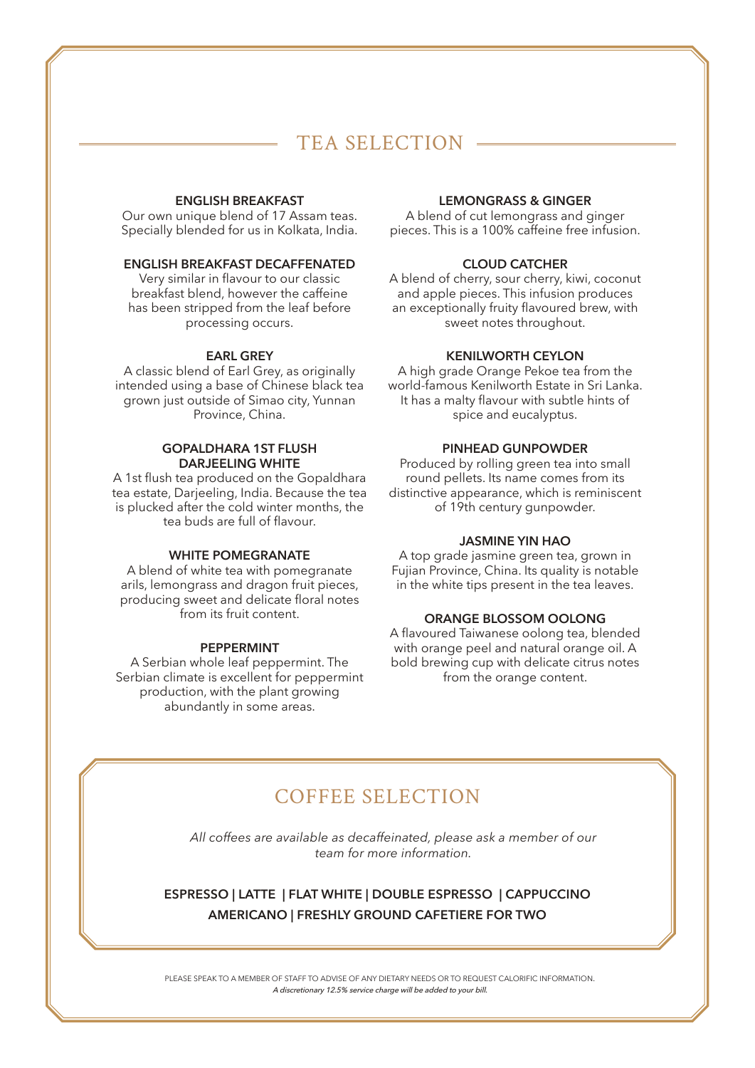## TEA SELECTION

**ENGLISH BREAKFAST**
Our own unique blend of 17 Assam teas. Specially blended for us in Kolkata, India.

**ENGLISH BREAKFAST DECAFFENATED**
Very similar in flavour to our classic breakfast blend, however the caffeine has been stripped from the leaf before processing occurs.

**EARL GREY**
A classic blend of Earl Grey, as originally intended using a base of Chinese black tea grown just outside of Simao city, Yunnan Province, China.

**GOPALDHARA 1ST FLUSH DARJEELING WHITE**
A 1st flush tea produced on the Gopaldhara tea estate, Darjeeling, India. Because the tea is plucked after the cold winter months, the tea buds are full of flavour.

**WHITE POMEGRANATE**
A blend of white tea with pomegranate arils, lemongrass and dragon fruit pieces, producing sweet and delicate floral notes from its fruit content.

**PEPPERMINT**
A Serbian whole leaf peppermint. The Serbian climate is excellent for peppermint production, with the plant growing abundantly in some areas.

**LEMONGRASS & GINGER**
A blend of cut lemongrass and ginger pieces. This is a 100% caffeine free infusion.

**CLOUD CATCHER**
A blend of cherry, sour cherry, kiwi, coconut and apple pieces. This infusion produces an exceptionally fruity flavoured brew, with sweet notes throughout.

**KENILWORTH CEYLON**
A high grade Orange Pekoe tea from the world-famous Kenilworth Estate in Sri Lanka. It has a malty flavour with subtle hints of spice and eucalyptus.

**PINHEAD GUNPOWDER**
Produced by rolling green tea into small round pellets. Its name comes from its distinctive appearance, which is reminiscent of 19th century gunpowder.

**JASMINE YIN HAO**
A top grade jasmine green tea, grown in Fujian Province, China. Its quality is notable in the white tips present in the tea leaves.

**ORANGE BLOSSOM OOLONG**
A flavoured Taiwanese oolong tea, blended with orange peel and natural orange oil. A bold brewing cup with delicate citrus notes from the orange content.

## COFFEE SELECTION

*All coffees are available as decaffeinated, please ask a member of our team for more information.*

**ESPRESSO | LATTE | FLAT WHITE | DOUBLE ESPRESSO | CAPPUCCINO**
**AMERICANO | FRESHLY GROUND CAFETIERE FOR TWO**

PLEASE SPEAK TO A MEMBER OF STAFF TO ADVISE OF ANY DIETARY NEEDS OR TO REQUEST CALORIFIC INFORMATION.
*A discretionary 12.5% service charge will be added to your bill.*